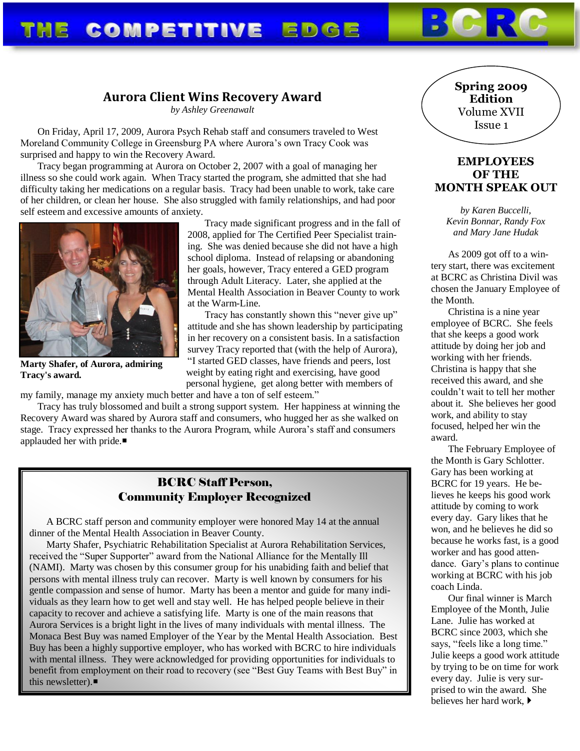# THE COMPETITIVE EDGE — BCRC

**Spring 2009 Edition**
Volume XVII
Issue 1

## Aurora Client Wins Recovery Award

*by Ashley Greenawalt*

On Friday, April 17, 2009, Aurora Psych Rehab staff and consumers traveled to West Moreland Community College in Greensburg PA where Aurora's own Tracy Cook was surprised and happy to win the Recovery Award.

Tracy began programming at Aurora on October 2, 2007 with a goal of managing her illness so she could work again. When Tracy started the program, she admitted that she had difficulty taking her medications on a regular basis. Tracy had been unable to work, take care of her children, or clean her house. She also struggled with family relationships, and had poor self esteem and excessive amounts of anxiety.

**Marty Shafer, of Aurora, admiring Tracy's award.**

Tracy made significant progress and in the fall of 2008, applied for The Certified Peer Specialist training. She was denied because she did not have a high school diploma. Instead of relapsing or abandoning her goals, however, Tracy entered a GED program through Adult Literacy. Later, she applied at the Mental Health Association in Beaver County to work at the Warm-Line.

Tracy has constantly shown this "never give up" attitude and she has shown leadership by participating in her recovery on a consistent basis. In a satisfaction survey Tracy reported that (with the help of Aurora), "I started GED classes, have friends and peers, lost weight by eating right and exercising, have good personal hygiene, get along better with members of my family, manage my anxiety much better and have a ton of self esteem."

Tracy has truly blossomed and built a strong support system. Her happiness at winning the Recovery Award was shared by Aurora staff and consumers, who hugged her as she walked on stage. Tracy expressed her thanks to the Aurora Program, while Aurora's staff and consumers applauded her with pride.■

## BCRC Staff Person, Community Employer Recognized

A BCRC staff person and community employer were honored May 14 at the annual dinner of the Mental Health Association in Beaver County.

Marty Shafer, Psychiatric Rehabilitation Specialist at Aurora Rehabilitation Services, received the "Super Supporter" award from the National Alliance for the Mentally Ill (NAMI). Marty was chosen by this consumer group for his unabiding faith and belief that persons with mental illness truly can recover. Marty is well known by consumers for his gentle compassion and sense of humor. Marty has been a mentor and guide for many individuals as they learn how to get well and stay well. He has helped people believe in their capacity to recover and achieve a satisfying life. Marty is one of the main reasons that Aurora Services is a bright light in the lives of many individuals with mental illness. The Monaca Best Buy was named Employer of the Year by the Mental Health Association. Best Buy has been a highly supportive employer, who has worked with BCRC to hire individuals with mental illness. They were acknowledged for providing opportunities for individuals to benefit from employment on their road to recovery (see "Best Guy Teams with Best Buy" in this newsletter).■

## EMPLOYEES OF THE MONTH SPEAK OUT

*by Karen Buccelli, Kevin Bonnar, Randy Fox and Mary Jane Hudak*

As 2009 got off to a wintery start, there was excitement at BCRC as Christina Divil was chosen the January Employee of the Month.

Christina is a nine year employee of BCRC. She feels that she keeps a good work attitude by doing her job and working with her friends. Christina is happy that she received this award, and she couldn't wait to tell her mother about it. She believes her good work, and ability to stay focused, helped her win the award.

The February Employee of the Month is Gary Schlotter. Gary has been working at BCRC for 19 years. He believes he keeps his good work attitude by coming to work every day. Gary likes that he won, and he believes he did so because he works fast, is a good worker and has good attendance. Gary's plans to continue working at BCRC with his job coach Linda.

Our final winner is March Employee of the Month, Julie Lane. Julie has worked at BCRC since 2003, which she says, "feels like a long time." Julie keeps a good work attitude by trying to be on time for work every day. Julie is very surprised to win the award. She believes her hard work, ▸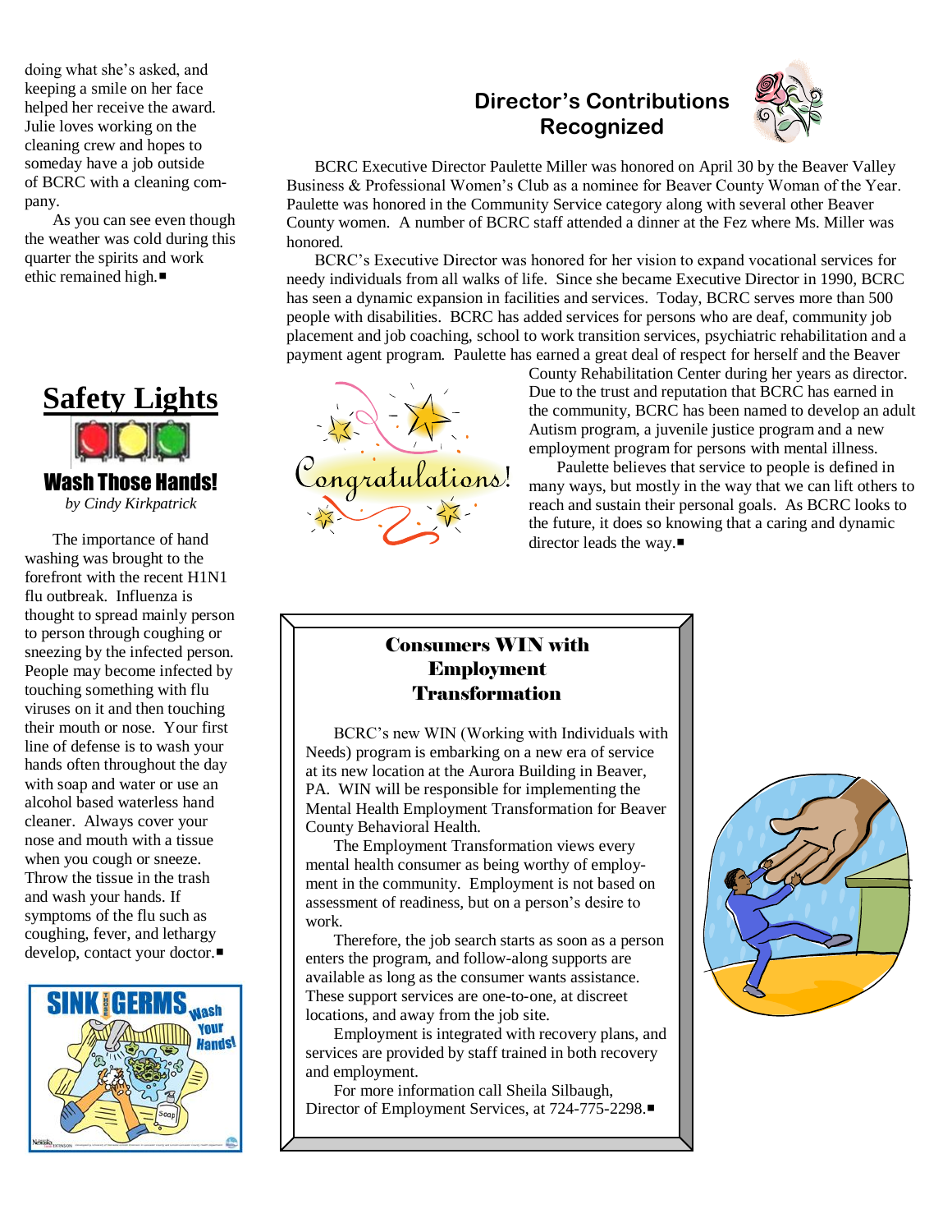doing what she's asked, and keeping a smile on her face helped her receive the award. Julie loves working on the cleaning crew and hopes to someday have a job outside of BCRC with a cleaning company.

As you can see even though the weather was cold during this quarter the spirits and work ethic remained high.■

## Safety Lights

### Wash Those Hands!

*by Cindy Kirkpatrick*

The importance of hand washing was brought to the forefront with the recent H1N1 flu outbreak. Influenza is thought to spread mainly person to person through coughing or sneezing by the infected person. People may become infected by touching something with flu viruses on it and then touching their mouth or nose. Your first line of defense is to wash your hands often throughout the day with soap and water or use an alcohol based waterless hand cleaner. Always cover your nose and mouth with a tissue when you cough or sneeze. Throw the tissue in the trash and wash your hands. If symptoms of the flu such as coughing, fever, and lethargy develop, contact your doctor.■

## Director's Contributions Recognized

BCRC Executive Director Paulette Miller was honored on April 30 by the Beaver Valley Business & Professional Women's Club as a nominee for Beaver County Woman of the Year. Paulette was honored in the Community Service category along with several other Beaver County women. A number of BCRC staff attended a dinner at the Fez where Ms. Miller was honored.

BCRC's Executive Director was honored for her vision to expand vocational services for needy individuals from all walks of life. Since she became Executive Director in 1990, BCRC has seen a dynamic expansion in facilities and services. Today, BCRC serves more than 500 people with disabilities. BCRC has added services for persons who are deaf, community job placement and job coaching, school to work transition services, psychiatric rehabilitation and a payment agent program. Paulette has earned a great deal of respect for herself and the Beaver County Rehabilitation Center during her years as director. Due to the trust and reputation that BCRC has earned in the community, BCRC has been named to develop an adult Autism program, a juvenile justice program and a new employment program for persons with mental illness.

Paulette believes that service to people is defined in many ways, but mostly in the way that we can lift others to reach and sustain their personal goals. As BCRC looks to the future, it does so knowing that a caring and dynamic director leads the way.■

## Consumers WIN with Employment Transformation

BCRC's new WIN (Working with Individuals with Needs) program is embarking on a new era of service at its new location at the Aurora Building in Beaver, PA. WIN will be responsible for implementing the Mental Health Employment Transformation for Beaver County Behavioral Health.

The Employment Transformation views every mental health consumer as being worthy of employment in the community. Employment is not based on assessment of readiness, but on a person's desire to work.

Therefore, the job search starts as soon as a person enters the program, and follow-along supports are available as long as the consumer wants assistance. These support services are one-to-one, at discreet locations, and away from the job site.

Employment is integrated with recovery plans, and services are provided by staff trained in both recovery and employment.

For more information call Sheila Silbaugh, Director of Employment Services, at 724-775-2298.■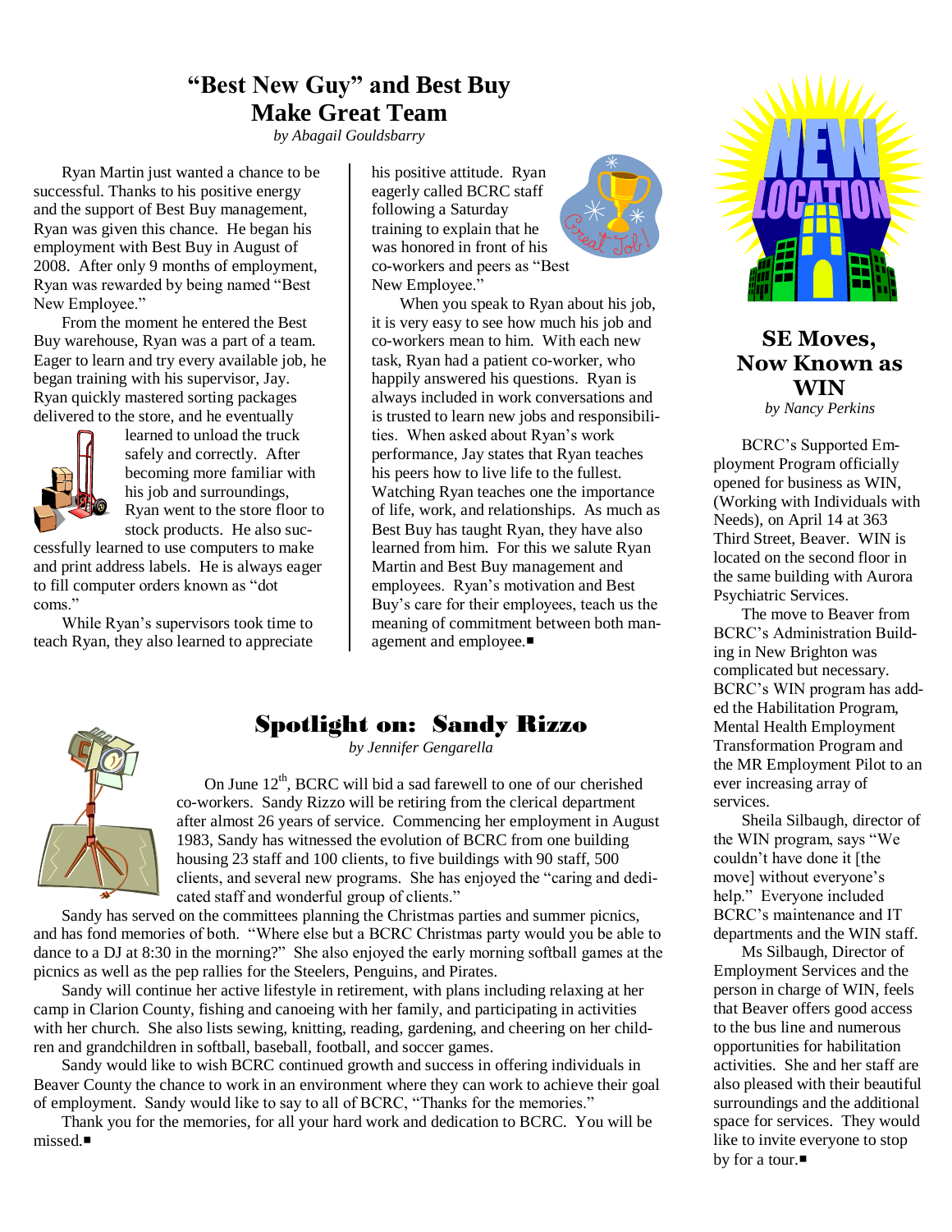# "Best New Guy" and Best Buy Make Great Team

*by Abagail Gouldsbarry*

Ryan Martin just wanted a chance to be successful. Thanks to his positive energy and the support of Best Buy management, Ryan was given this chance. He began his employment with Best Buy in August of 2008. After only 9 months of employment, Ryan was rewarded by being named "Best New Employee."

From the moment he entered the Best Buy warehouse, Ryan was a part of a team. Eager to learn and try every available job, he began training with his supervisor, Jay. Ryan quickly mastered sorting packages delivered to the store, and he eventually learned to unload the truck safely and correctly. After becoming more familiar with his job and surroundings, Ryan went to the store floor to stock products. He also successfully learned to use computers to make and print address labels. He is always eager to fill computer orders known as "dot coms."

While Ryan's supervisors took time to teach Ryan, they also learned to appreciate his positive attitude. Ryan eagerly called BCRC staff following a Saturday training to explain that he was honored in front of his co-workers and peers as "Best New Employee."

When you speak to Ryan about his job, it is very easy to see how much his job and co-workers mean to him. With each new task, Ryan had a patient co-worker, who happily answered his questions. Ryan is always included in work conversations and is trusted to learn new jobs and responsibilities. When asked about Ryan's work performance, Jay states that Ryan teaches his peers how to live life to the fullest. Watching Ryan teaches one the importance of life, work, and relationships. As much as Best Buy has taught Ryan, they have also learned from him. For this we salute Ryan Martin and Best Buy management and employees. Ryan's motivation and Best Buy's care for their employees, teach us the meaning of commitment between both management and employee.■

# Spotlight on: Sandy Rizzo

*by Jennifer Gengarella*

On June 12th, BCRC will bid a sad farewell to one of our cherished co-workers. Sandy Rizzo will be retiring from the clerical department after almost 26 years of service. Commencing her employment in August 1983, Sandy has witnessed the evolution of BCRC from one building housing 23 staff and 100 clients, to five buildings with 90 staff, 500 clients, and several new programs. She has enjoyed the "caring and dedicated staff and wonderful group of clients."

Sandy has served on the committees planning the Christmas parties and summer picnics, and has fond memories of both. "Where else but a BCRC Christmas party would you be able to dance to a DJ at 8:30 in the morning?" She also enjoyed the early morning softball games at the picnics as well as the pep rallies for the Steelers, Penguins, and Pirates.

Sandy will continue her active lifestyle in retirement, with plans including relaxing at her camp in Clarion County, fishing and canoeing with her family, and participating in activities with her church. She also lists sewing, knitting, reading, gardening, and cheering on her children and grandchildren in softball, baseball, football, and soccer games.

Sandy would like to wish BCRC continued growth and success in offering individuals in Beaver County the chance to work in an environment where they can work to achieve their goal of employment. Sandy would like to say to all of BCRC, "Thanks for the memories."

Thank you for the memories, for all your hard work and dedication to BCRC. You will be missed.■

# SE Moves, Now Known as WIN

*by Nancy Perkins*

BCRC's Supported Employment Program officially opened for business as WIN, (Working with Individuals with Needs), on April 14 at 363 Third Street, Beaver. WIN is located on the second floor in the same building with Aurora Psychiatric Services.

The move to Beaver from BCRC's Administration Building in New Brighton was complicated but necessary. BCRC's WIN program has added the Habilitation Program, Mental Health Employment Transformation Program and the MR Employment Pilot to an ever increasing array of services.

Sheila Silbaugh, director of the WIN program, says "We couldn't have done it [the move] without everyone's help." Everyone included BCRC's maintenance and IT departments and the WIN staff.

Ms Silbaugh, Director of Employment Services and the person in charge of WIN, feels that Beaver offers good access to the bus line and numerous opportunities for habilitation activities. She and her staff are also pleased with their beautiful surroundings and the additional space for services. They would like to invite everyone to stop by for a tour.■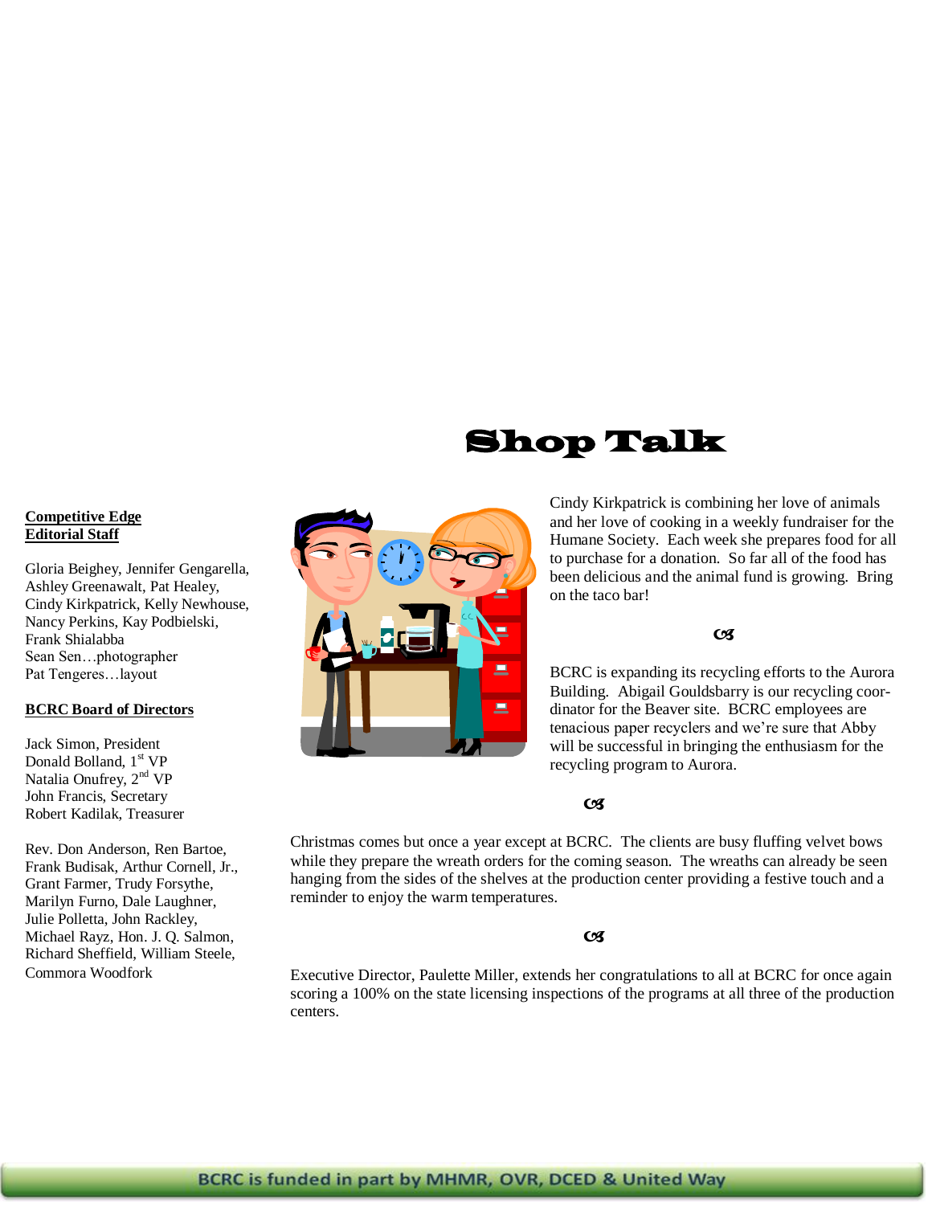# Shop Talk

**Competitive Edge Editorial Staff**

Gloria Beighey, Jennifer Gengarella, Ashley Greenawalt, Pat Healey, Cindy Kirkpatrick, Kelly Newhouse, Nancy Perkins, Kay Podbielski, Frank Shialabba
Sean Sen…photographer
Pat Tengeres…layout

**BCRC Board of Directors**

Jack Simon, President
Donald Bolland, 1st VP
Natalia Onufrey, 2nd VP
John Francis, Secretary
Robert Kadilak, Treasurer

Rev. Don Anderson, Ren Bartoe, Frank Budisak, Arthur Cornell, Jr., Grant Farmer, Trudy Forsythe, Marilyn Furno, Dale Laughner, Julie Polletta, John Rackley, Michael Rayz, Hon. J. Q. Salmon, Richard Sheffield, William Steele, Commora Woodfork

Cindy Kirkpatrick is combining her love of animals and her love of cooking in a weekly fundraiser for the Humane Society. Each week she prepares food for all to purchase for a donation. So far all of the food has been delicious and the animal fund is growing. Bring on the taco bar!

BCRC is expanding its recycling efforts to the Aurora Building. Abigail Gouldsbarry is our recycling coordinator for the Beaver site. BCRC employees are tenacious paper recyclers and we're sure that Abby will be successful in bringing the enthusiasm for the recycling program to Aurora.

Christmas comes but once a year except at BCRC. The clients are busy fluffing velvet bows while they prepare the wreath orders for the coming season. The wreaths can already be seen hanging from the sides of the shelves at the production center providing a festive touch and a reminder to enjoy the warm temperatures.

Executive Director, Paulette Miller, extends her congratulations to all at BCRC for once again scoring a 100% on the state licensing inspections of the programs at all three of the production centers.

BCRC is funded in part by MHMR, OVR, DCED & United Way